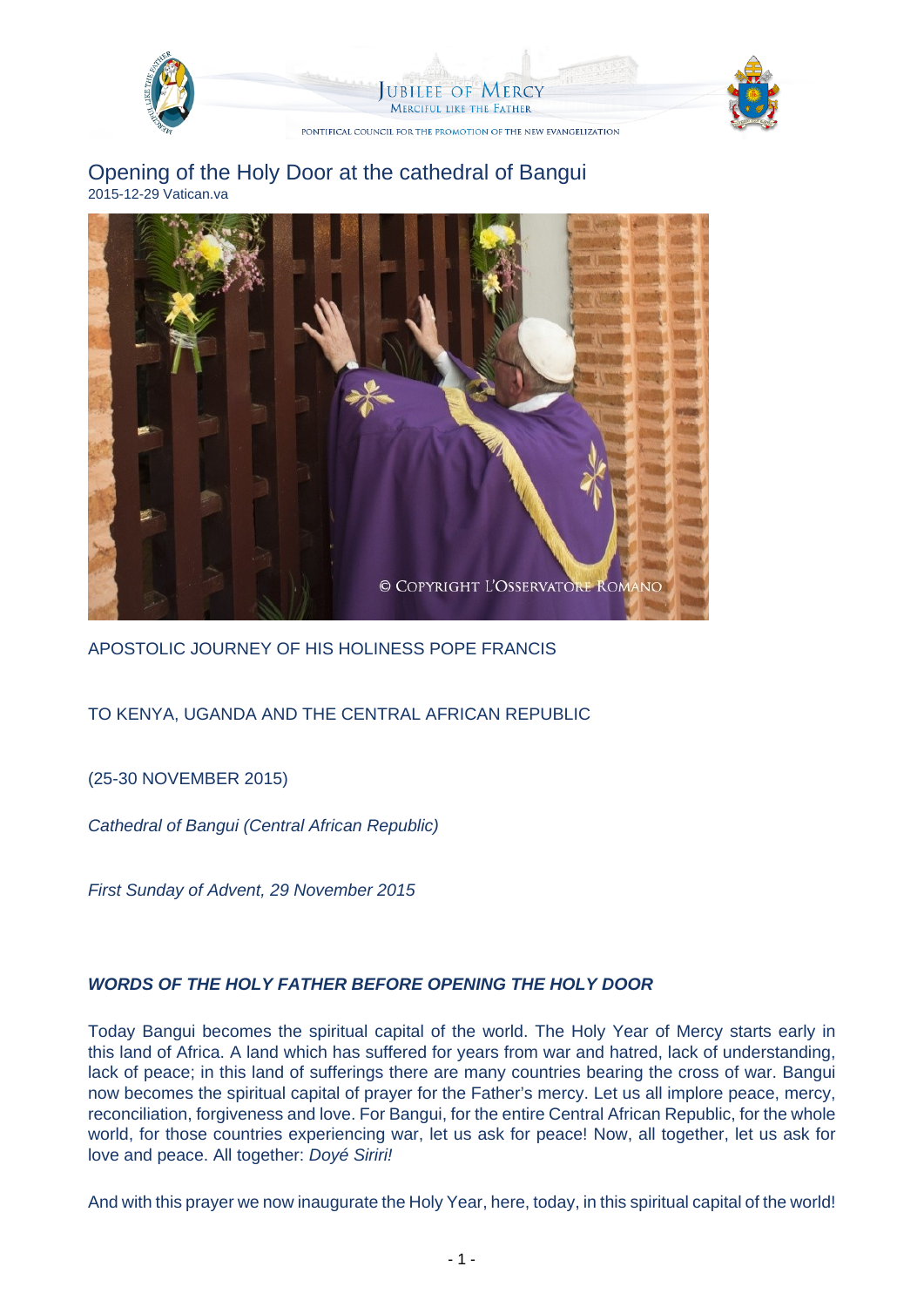# Opening of the Holy Door at the cathedral of Bangui

2015-12-29 Vatican.va

APOSTOLIC JOURNEY OF HIS HOLINESS POPE FRANCIS

TO KENYA, UGANDA AND THE CENTRAL AFRICAN REPUBLIC

(25-30 NOVEMBER 2015)

*Cathedral of Bangui (Central African Republic)*

*First Sunday of Advent, 29 November 2015*

***WORDS OF THE HOLY FATHER BEFORE OPENING THE HOLY DOOR***

Today Bangui becomes the spiritual capital of the world. The Holy Year of Mercy starts early in this land of Africa. A land which has suffered for years from war and hatred, lack of understanding, lack of peace; in this land of sufferings there are many countries bearing the cross of war. Bangui now becomes the spiritual capital of prayer for the Father's mercy. Let us all implore peace, mercy, reconciliation, forgiveness and love. For Bangui, for the entire Central African Republic, for the whole world, for those countries experiencing war, let us ask for peace! Now, all together, let us ask for love and peace. All together: *Doyé Siriri!*

And with this prayer we now inaugurate the Holy Year, here, today, in this spiritual capital of the world!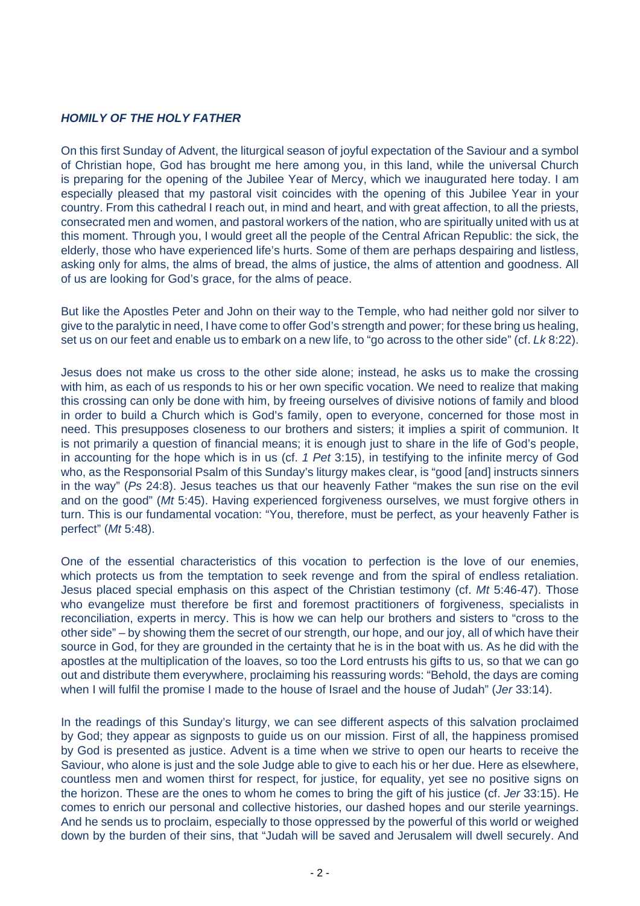***HOMILY OF THE HOLY FATHER***

On this first Sunday of Advent, the liturgical season of joyful expectation of the Saviour and a symbol of Christian hope, God has brought me here among you, in this land, while the universal Church is preparing for the opening of the Jubilee Year of Mercy, which we inaugurated here today. I am especially pleased that my pastoral visit coincides with the opening of this Jubilee Year in your country. From this cathedral I reach out, in mind and heart, and with great affection, to all the priests, consecrated men and women, and pastoral workers of the nation, who are spiritually united with us at this moment. Through you, I would greet all the people of the Central African Republic: the sick, the elderly, those who have experienced life's hurts. Some of them are perhaps despairing and listless, asking only for alms, the alms of bread, the alms of justice, the alms of attention and goodness. All of us are looking for God's grace, for the alms of peace.

But like the Apostles Peter and John on their way to the Temple, who had neither gold nor silver to give to the paralytic in need, I have come to offer God's strength and power; for these bring us healing, set us on our feet and enable us to embark on a new life, to "go across to the other side" (cf. *Lk* 8:22).

Jesus does not make us cross to the other side alone; instead, he asks us to make the crossing with him, as each of us responds to his or her own specific vocation. We need to realize that making this crossing can only be done with him, by freeing ourselves of divisive notions of family and blood in order to build a Church which is God's family, open to everyone, concerned for those most in need. This presupposes closeness to our brothers and sisters; it implies a spirit of communion. It is not primarily a question of financial means; it is enough just to share in the life of God's people, in accounting for the hope which is in us (cf. *1 Pet* 3:15), in testifying to the infinite mercy of God who, as the Responsorial Psalm of this Sunday's liturgy makes clear, is "good [and] instructs sinners in the way" (*Ps* 24:8). Jesus teaches us that our heavenly Father "makes the sun rise on the evil and on the good" (*Mt* 5:45). Having experienced forgiveness ourselves, we must forgive others in turn. This is our fundamental vocation: "You, therefore, must be perfect, as your heavenly Father is perfect" (*Mt* 5:48).

One of the essential characteristics of this vocation to perfection is the love of our enemies, which protects us from the temptation to seek revenge and from the spiral of endless retaliation. Jesus placed special emphasis on this aspect of the Christian testimony (cf. *Mt* 5:46-47). Those who evangelize must therefore be first and foremost practitioners of forgiveness, specialists in reconciliation, experts in mercy. This is how we can help our brothers and sisters to "cross to the other side" – by showing them the secret of our strength, our hope, and our joy, all of which have their source in God, for they are grounded in the certainty that he is in the boat with us. As he did with the apostles at the multiplication of the loaves, so too the Lord entrusts his gifts to us, so that we can go out and distribute them everywhere, proclaiming his reassuring words: "Behold, the days are coming when I will fulfil the promise I made to the house of Israel and the house of Judah" (*Jer* 33:14).

In the readings of this Sunday's liturgy, we can see different aspects of this salvation proclaimed by God; they appear as signposts to guide us on our mission. First of all, the happiness promised by God is presented as justice. Advent is a time when we strive to open our hearts to receive the Saviour, who alone is just and the sole Judge able to give to each his or her due. Here as elsewhere, countless men and women thirst for respect, for justice, for equality, yet see no positive signs on the horizon. These are the ones to whom he comes to bring the gift of his justice (cf. *Jer* 33:15). He comes to enrich our personal and collective histories, our dashed hopes and our sterile yearnings. And he sends us to proclaim, especially to those oppressed by the powerful of this world or weighed down by the burden of their sins, that "Judah will be saved and Jerusalem will dwell securely. And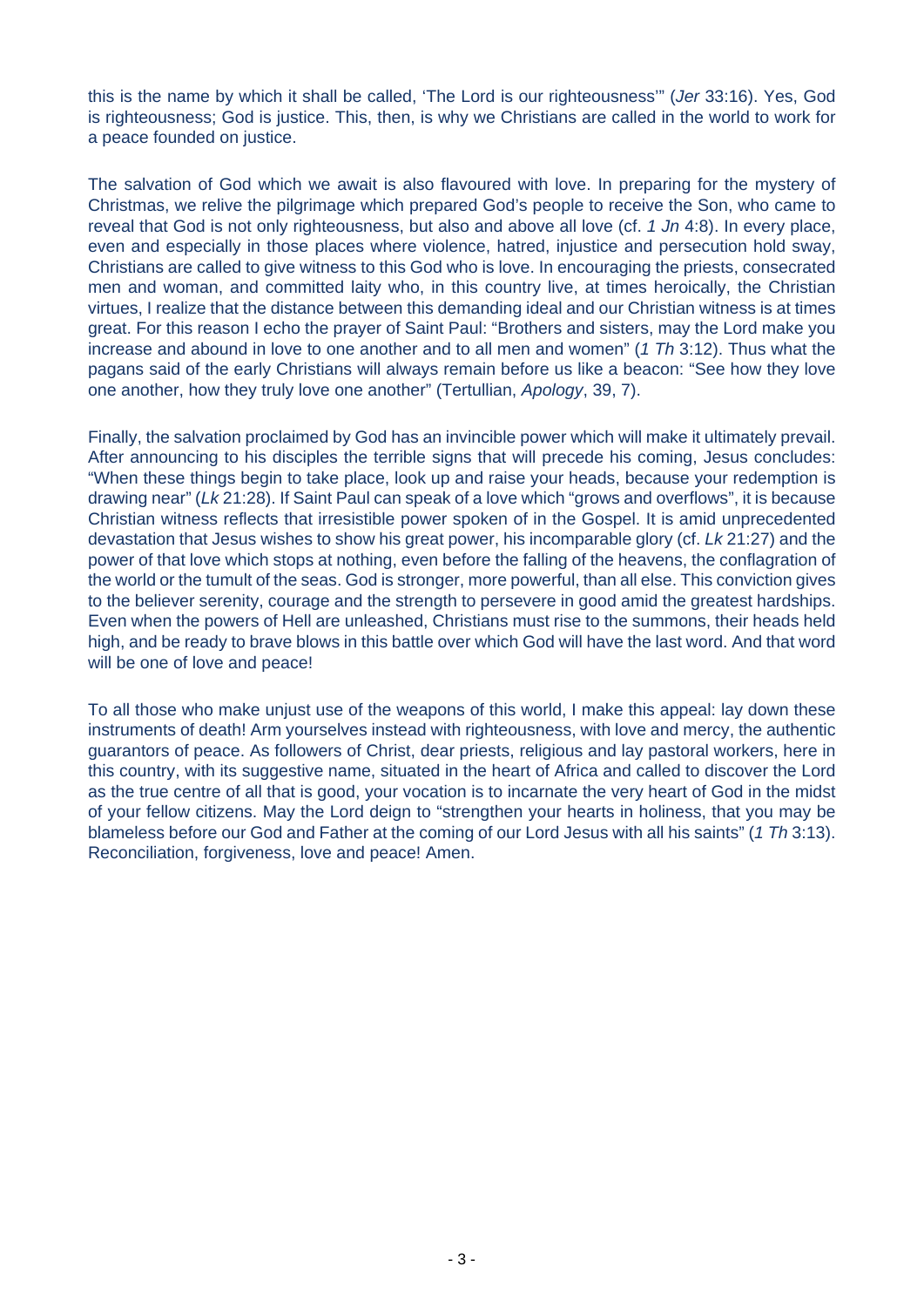this is the name by which it shall be called, 'The Lord is our righteousness'" (*Jer* 33:16). Yes, God is righteousness; God is justice. This, then, is why we Christians are called in the world to work for a peace founded on justice.

The salvation of God which we await is also flavoured with love. In preparing for the mystery of Christmas, we relive the pilgrimage which prepared God's people to receive the Son, who came to reveal that God is not only righteousness, but also and above all love (cf. *1 Jn* 4:8). In every place, even and especially in those places where violence, hatred, injustice and persecution hold sway, Christians are called to give witness to this God who is love. In encouraging the priests, consecrated men and woman, and committed laity who, in this country live, at times heroically, the Christian virtues, I realize that the distance between this demanding ideal and our Christian witness is at times great. For this reason I echo the prayer of Saint Paul: "Brothers and sisters, may the Lord make you increase and abound in love to one another and to all men and women" (*1 Th* 3:12). Thus what the pagans said of the early Christians will always remain before us like a beacon: "See how they love one another, how they truly love one another" (Tertullian, *Apology*, 39, 7).

Finally, the salvation proclaimed by God has an invincible power which will make it ultimately prevail. After announcing to his disciples the terrible signs that will precede his coming, Jesus concludes: "When these things begin to take place, look up and raise your heads, because your redemption is drawing near" (*Lk* 21:28). If Saint Paul can speak of a love which "grows and overflows", it is because Christian witness reflects that irresistible power spoken of in the Gospel. It is amid unprecedented devastation that Jesus wishes to show his great power, his incomparable glory (cf. *Lk* 21:27) and the power of that love which stops at nothing, even before the falling of the heavens, the conflagration of the world or the tumult of the seas. God is stronger, more powerful, than all else. This conviction gives to the believer serenity, courage and the strength to persevere in good amid the greatest hardships. Even when the powers of Hell are unleashed, Christians must rise to the summons, their heads held high, and be ready to brave blows in this battle over which God will have the last word. And that word will be one of love and peace!

To all those who make unjust use of the weapons of this world, I make this appeal: lay down these instruments of death! Arm yourselves instead with righteousness, with love and mercy, the authentic guarantors of peace. As followers of Christ, dear priests, religious and lay pastoral workers, here in this country, with its suggestive name, situated in the heart of Africa and called to discover the Lord as the true centre of all that is good, your vocation is to incarnate the very heart of God in the midst of your fellow citizens. May the Lord deign to "strengthen your hearts in holiness, that you may be blameless before our God and Father at the coming of our Lord Jesus with all his saints" (*1 Th* 3:13). Reconciliation, forgiveness, love and peace! Amen.